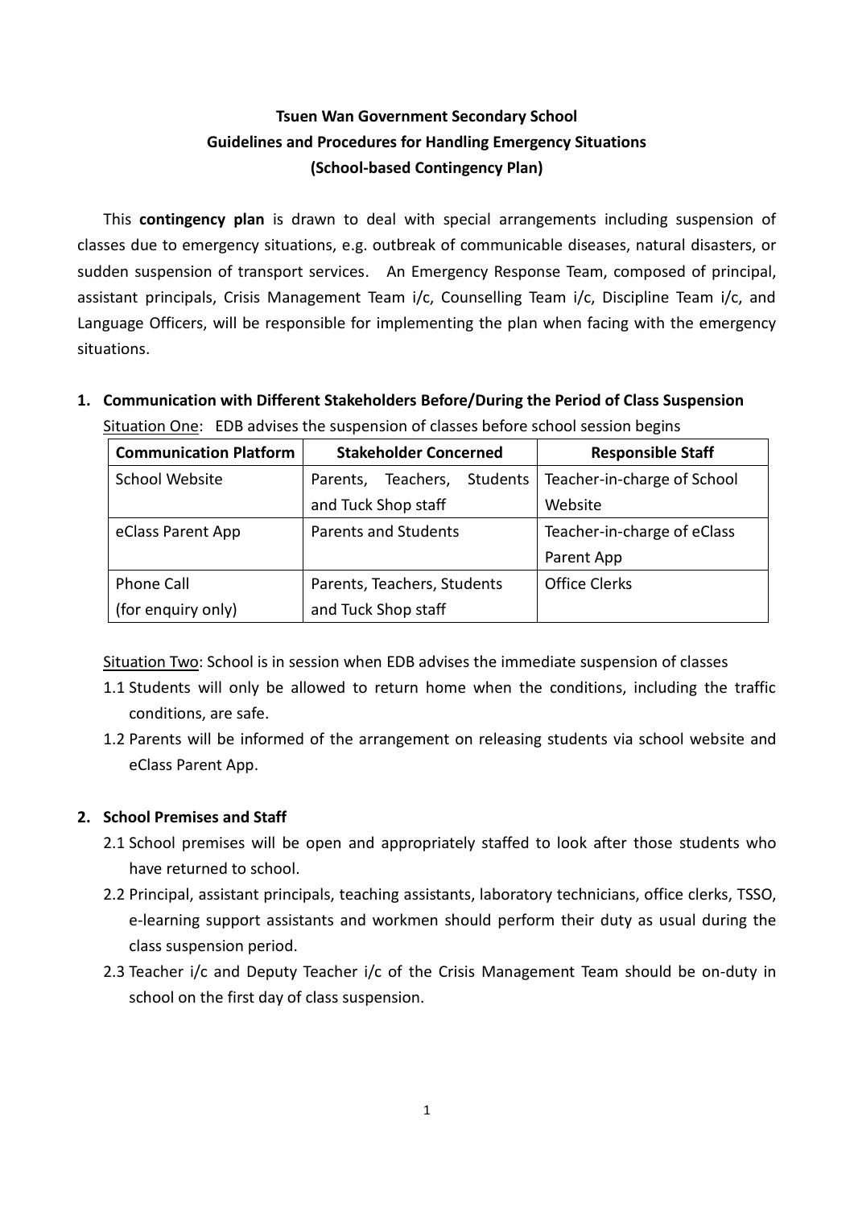# Tsuen Wan Government Secondary School
## Guidelines and Procedures for Handling Emergency Situations
## (School-based Contingency Plan)

This **contingency plan** is drawn to deal with special arrangements including suspension of classes due to emergency situations, e.g. outbreak of communicable diseases, natural disasters, or sudden suspension of transport services. An Emergency Response Team, composed of principal, assistant principals, Crisis Management Team i/c, Counselling Team i/c, Discipline Team i/c, and Language Officers, will be responsible for implementing the plan when facing with the emergency situations.

### 1. Communication with Different Stakeholders Before/During the Period of Class Suspension

Situation One: EDB advises the suspension of classes before school session begins

| Communication Platform | Stakeholder Concerned | Responsible Staff |
|---|---|---|
| School Website | Parents, Teachers, Students and Tuck Shop staff | Teacher-in-charge of School Website |
| eClass Parent App | Parents and Students | Teacher-in-charge of eClass Parent App |
| Phone Call (for enquiry only) | Parents, Teachers, Students and Tuck Shop staff | Office Clerks |

Situation Two: School is in session when EDB advises the immediate suspension of classes

1.1 Students will only be allowed to return home when the conditions, including the traffic conditions, are safe.

1.2 Parents will be informed of the arrangement on releasing students via school website and eClass Parent App.

### 2. School Premises and Staff

2.1 School premises will be open and appropriately staffed to look after those students who have returned to school.

2.2 Principal, assistant principals, teaching assistants, laboratory technicians, office clerks, TSSO, e-learning support assistants and workmen should perform their duty as usual during the class suspension period.

2.3 Teacher i/c and Deputy Teacher i/c of the Crisis Management Team should be on-duty in school on the first day of class suspension.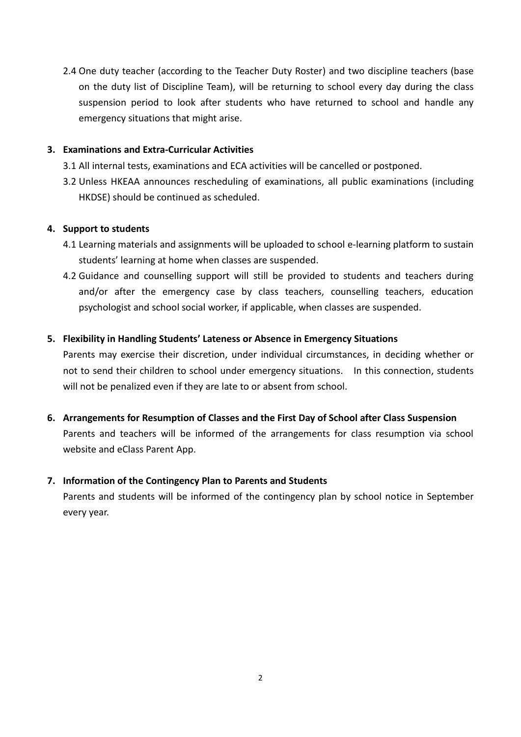2.4 One duty teacher (according to the Teacher Duty Roster) and two discipline teachers (base on the duty list of Discipline Team), will be returning to school every day during the class suspension period to look after students who have returned to school and handle any emergency situations that might arise.

**3. Examinations and Extra-Curricular Activities**

3.1 All internal tests, examinations and ECA activities will be cancelled or postponed.

3.2 Unless HKEAA announces rescheduling of examinations, all public examinations (including HKDSE) should be continued as scheduled.

**4. Support to students**

4.1 Learning materials and assignments will be uploaded to school e-learning platform to sustain students' learning at home when classes are suspended.

4.2 Guidance and counselling support will still be provided to students and teachers during and/or after the emergency case by class teachers, counselling teachers, education psychologist and school social worker, if applicable, when classes are suspended.

**5. Flexibility in Handling Students' Lateness or Absence in Emergency Situations**

Parents may exercise their discretion, under individual circumstances, in deciding whether or not to send their children to school under emergency situations. In this connection, students will not be penalized even if they are late to or absent from school.

**6. Arrangements for Resumption of Classes and the First Day of School after Class Suspension**

Parents and teachers will be informed of the arrangements for class resumption via school website and eClass Parent App.

**7. Information of the Contingency Plan to Parents and Students**

Parents and students will be informed of the contingency plan by school notice in September every year.